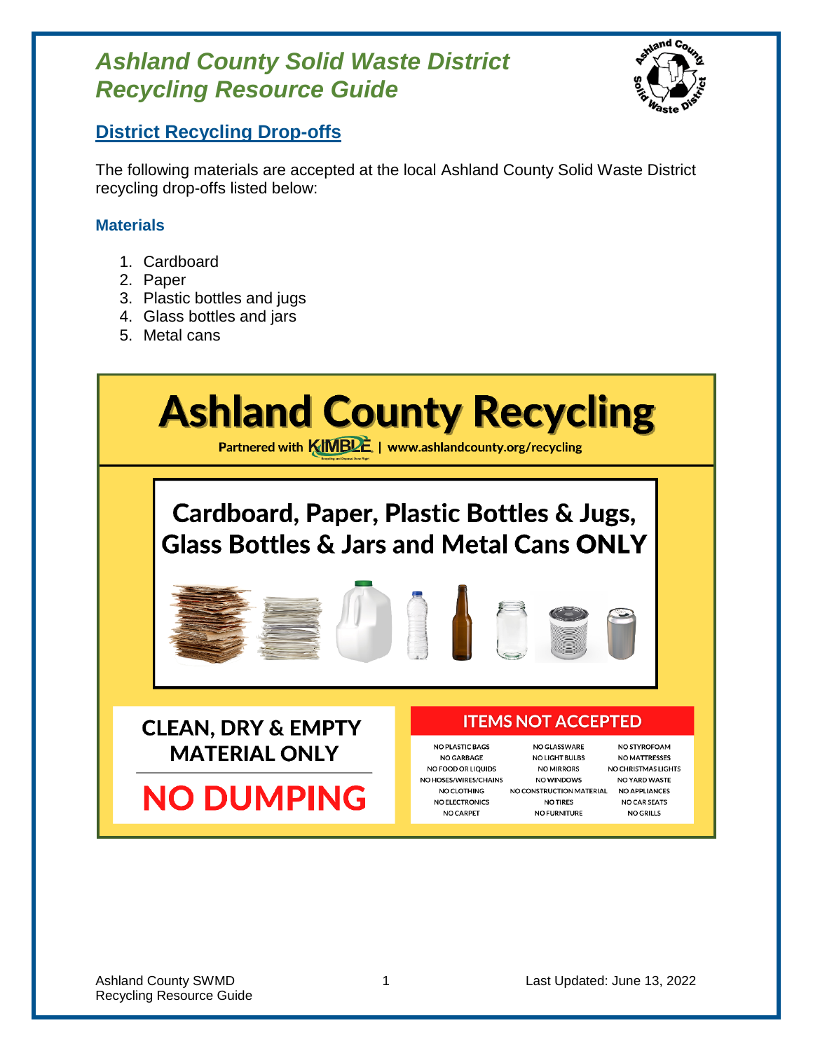# Ashland County Solid Waste District Recycling Resource Guide

## District Recycling Drop-offs

The following materials are accepted at the local Ashland County Solid Waste District recycling drop-offs listed below:

### Materials

1. Cardboard
2. Paper
3. Plastic bottles and jugs
4. Glass bottles and jars
5. Metal cans

## Ashland County Recycling

Partnered with KIMBLE | www.ashlandcounty.org/recycling

**Cardboard, Paper, Plastic Bottles & Jugs, Glass Bottles & Jars and Metal Cans ONLY**

**CLEAN, DRY & EMPTY MATERIAL ONLY**

**NO DUMPING**

**ITEMS NOT ACCEPTED**

| | | |
|---|---|---|
| NO PLASTIC BAGS | NO GLASSWARE | NO STYROFOAM |
| NO GARBAGE | NO LIGHT BULBS | NO MATTRESSES |
| NO FOOD OR LIQUIDS | NO MIRRORS | NO CHRISTMAS LIGHTS |
| NO HOSES/WIRES/CHAINS | NO WINDOWS | NO YARD WASTE |
| NO CLOTHING | NO CONSTRUCTION MATERIAL | NO APPLIANCES |
| NO ELECTRONICS | NO TIRES | NO CAR SEATS |
| NO CARPET | NO FURNITURE | NO GRILLS |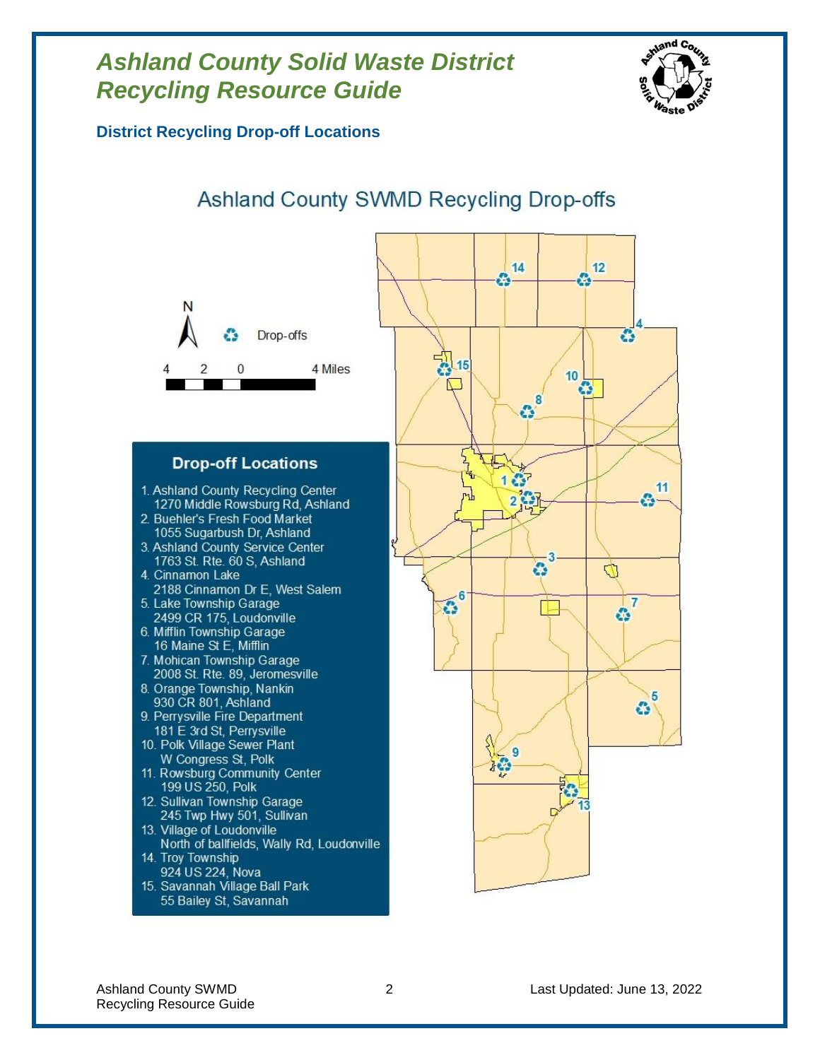# *Ashland County Solid Waste District Recycling Resource Guide*

### District Recycling Drop-off Locations

## Ashland County SWMD Recycling Drop-offs

N

Drop-offs

4 2 0 4 Miles

### Drop-off Locations

1. Ashland County Recycling Center
   1270 Middle Rowsburg Rd, Ashland
2. Buehler's Fresh Food Market
   1055 Sugarbush Dr, Ashland
3. Ashland County Service Center
   1763 St. Rte. 60 S, Ashland
4. Cinnamon Lake
   2188 Cinnamon Dr E, West Salem
5. Lake Township Garage
   2499 CR 175, Loudonville
6. Mifflin Township Garage
   16 Maine St E, Mifflin
7. Mohican Township Garage
   2008 St. Rte. 89, Jeromesville
8. Orange Township, Nankin
   930 CR 801, Ashland
9. Perrysville Fire Department
   181 E 3rd St, Perrysville
10. Polk Village Sewer Plant
    W Congress St, Polk
11. Rowsburg Community Center
    199 US 250, Polk
12. Sullivan Township Garage
    245 Twp Hwy 501, Sullivan
13. Village of Loudonville
    North of ballfields, Wally Rd, Loudonville
14. Troy Township
    924 US 224, Nova
15. Savannah Village Ball Park
    55 Bailey St, Savannah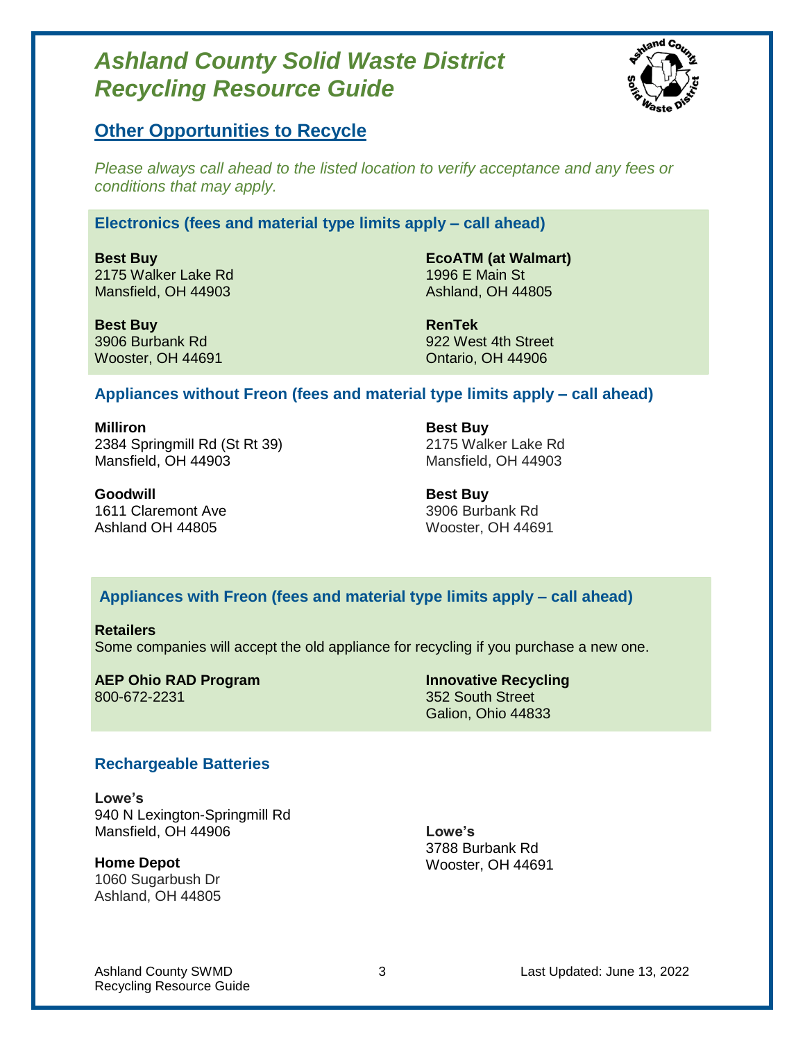# Ashland County Solid Waste District Recycling Resource Guide

## Other Opportunities to Recycle

*Please always call ahead to the listed location to verify acceptance and any fees or conditions that may apply.*

### Electronics (fees and material type limits apply – call ahead)

**Best Buy**
2175 Walker Lake Rd
Mansfield, OH 44903

**Best Buy**
3906 Burbank Rd
Wooster, OH 44691

**EcoATM (at Walmart)**
1996 E Main St
Ashland, OH 44805

**RenTek**
922 West 4th Street
Ontario, OH 44906

### Appliances without Freon (fees and material type limits apply – call ahead)

**Milliron**
2384 Springmill Rd (St Rt 39)
Mansfield, OH 44903

**Goodwill**
1611 Claremont Ave
Ashland OH 44805

**Best Buy**
2175 Walker Lake Rd
Mansfield, OH 44903

**Best Buy**
3906 Burbank Rd
Wooster, OH 44691

### Appliances with Freon (fees and material type limits apply – call ahead)

**Retailers**
Some companies will accept the old appliance for recycling if you purchase a new one.

**AEP Ohio RAD Program**
800-672-2231

**Innovative Recycling**
352 South Street
Galion, Ohio 44833

### Rechargeable Batteries

**Lowe's**
940 N Lexington-Springmill Rd
Mansfield, OH 44906

**Home Depot**
1060 Sugarbush Dr
Ashland, OH 44805

**Lowe's**
3788 Burbank Rd
Wooster, OH 44691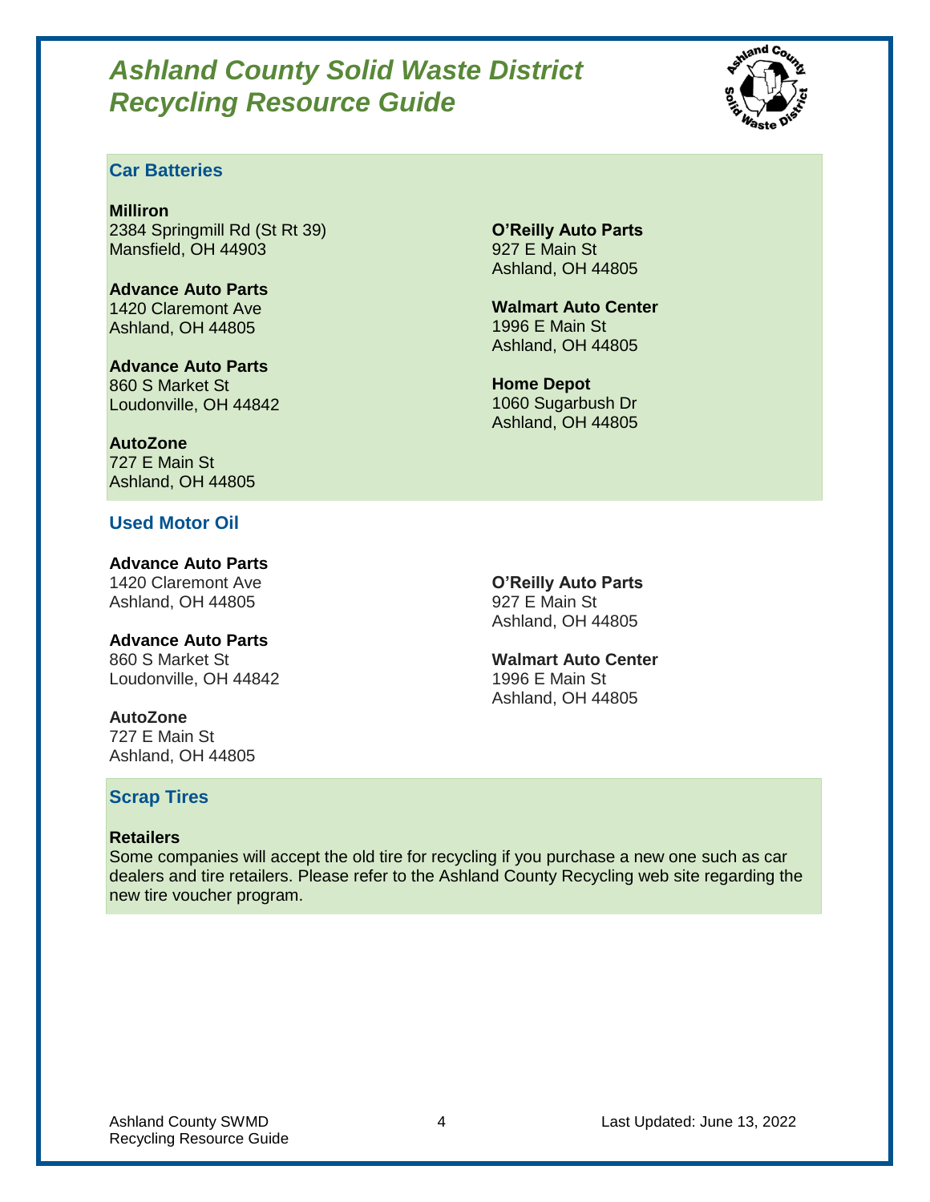# *Ashland County Solid Waste District Recycling Resource Guide*

## Car Batteries

**Milliron**
2384 Springmill Rd (St Rt 39)
Mansfield, OH 44903

**Advance Auto Parts**
1420 Claremont Ave
Ashland, OH 44805

**Advance Auto Parts**
860 S Market St
Loudonville, OH 44842

**AutoZone**
727 E Main St
Ashland, OH 44805

**O'Reilly Auto Parts**
927 E Main St
Ashland, OH 44805

**Walmart Auto Center**
1996 E Main St
Ashland, OH 44805

**Home Depot**
1060 Sugarbush Dr
Ashland, OH 44805

## Used Motor Oil

**Advance Auto Parts**
1420 Claremont Ave
Ashland, OH 44805

**Advance Auto Parts**
860 S Market St
Loudonville, OH 44842

**AutoZone**
727 E Main St
Ashland, OH 44805

**O'Reilly Auto Parts**
927 E Main St
Ashland, OH 44805

**Walmart Auto Center**
1996 E Main St
Ashland, OH 44805

## Scrap Tires

**Retailers**
Some companies will accept the old tire for recycling if you purchase a new one such as car dealers and tire retailers. Please refer to the Ashland County Recycling web site regarding the new tire voucher program.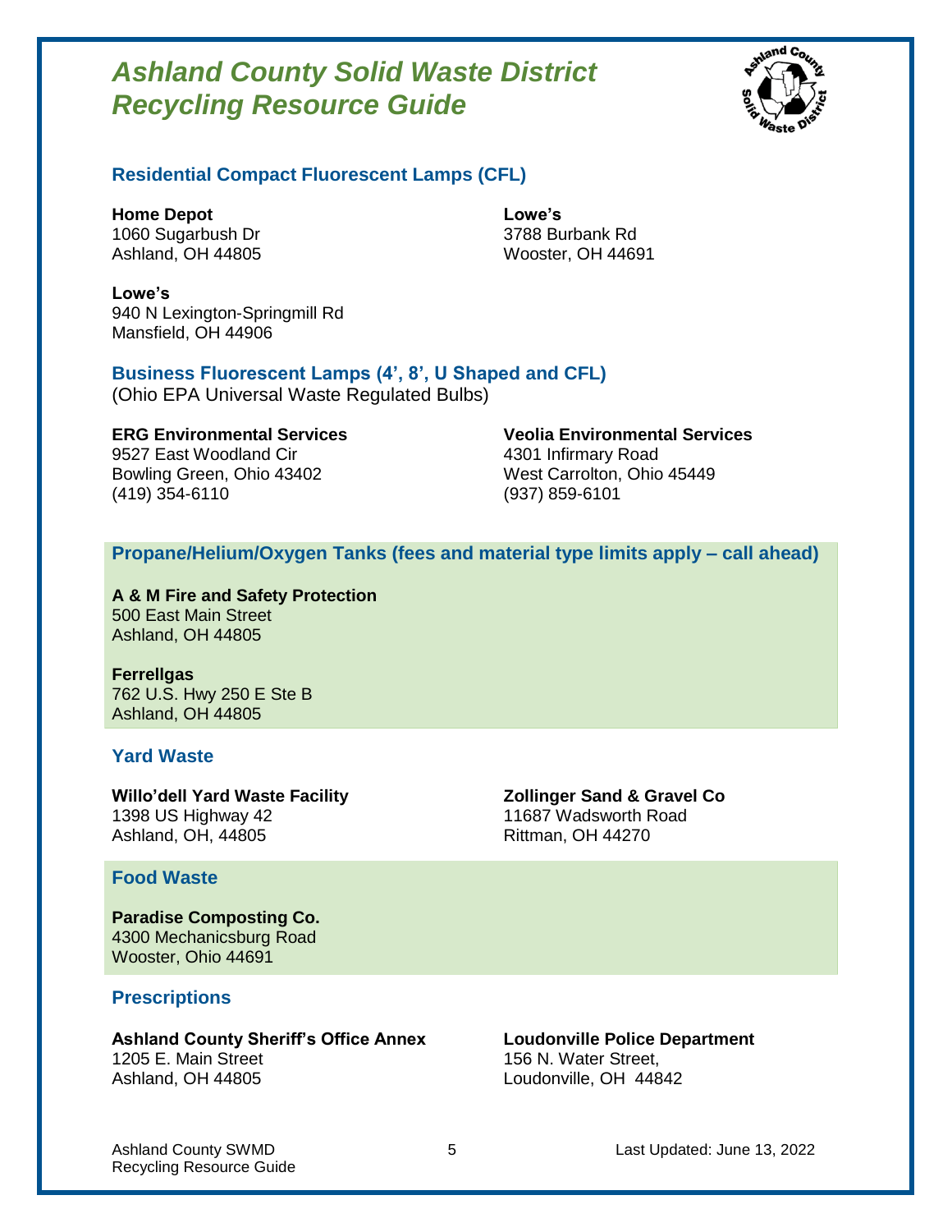# *Ashland County Solid Waste District Recycling Resource Guide*

## Residential Compact Fluorescent Lamps (CFL)

**Home Depot**
1060 Sugarbush Dr
Ashland, OH 44805

**Lowe's**
3788 Burbank Rd
Wooster, OH 44691

**Lowe's**
940 N Lexington-Springmill Rd
Mansfield, OH 44906

## Business Fluorescent Lamps (4', 8', U Shaped and CFL)

(Ohio EPA Universal Waste Regulated Bulbs)

**ERG Environmental Services**
9527 East Woodland Cir
Bowling Green, Ohio 43402
(419) 354-6110

**Veolia Environmental Services**
4301 Infirmary Road
West Carrolton, Ohio 45449
(937) 859-6101

## Propane/Helium/Oxygen Tanks (fees and material type limits apply – call ahead)

**A & M Fire and Safety Protection**
500 East Main Street
Ashland, OH 44805

**Ferrellgas**
762 U.S. Hwy 250 E Ste B
Ashland, OH 44805

## Yard Waste

**Willo'dell Yard Waste Facility**
1398 US Highway 42
Ashland, OH, 44805

**Zollinger Sand & Gravel Co**
11687 Wadsworth Road
Rittman, OH 44270

## Food Waste

**Paradise Composting Co.**
4300 Mechanicsburg Road
Wooster, Ohio 44691

## Prescriptions

**Ashland County Sheriff's Office Annex**
1205 E. Main Street
Ashland, OH 44805

**Loudonville Police Department**
156 N. Water Street,
Loudonville, OH 44842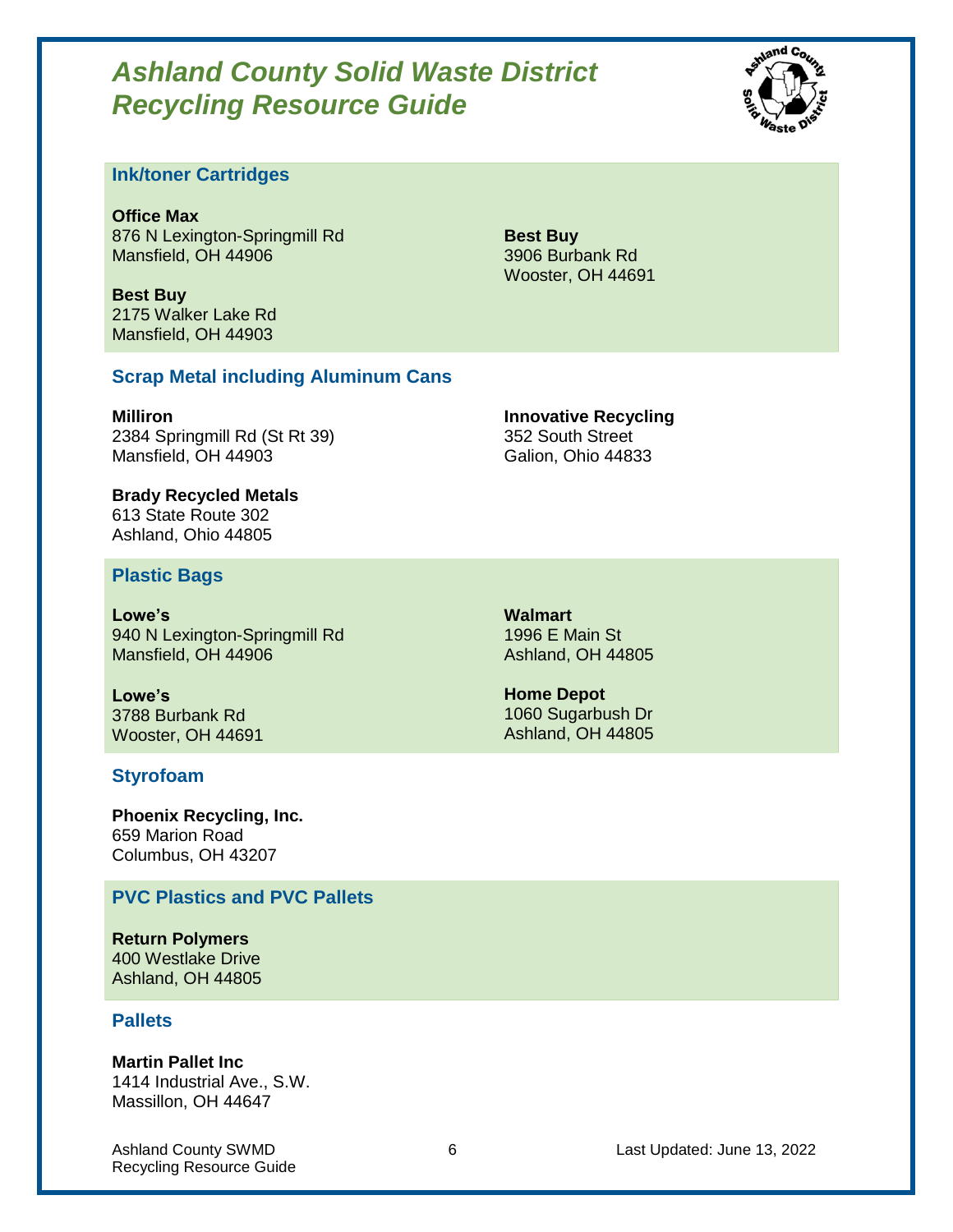# *Ashland County Solid Waste District Recycling Resource Guide*

## Ink/toner Cartridges

**Office Max**
876 N Lexington-Springmill Rd
Mansfield, OH 44906

**Best Buy**
2175 Walker Lake Rd
Mansfield, OH 44903

**Best Buy**
3906 Burbank Rd
Wooster, OH 44691

## Scrap Metal including Aluminum Cans

**Milliron**
2384 Springmill Rd (St Rt 39)
Mansfield, OH 44903

**Brady Recycled Metals**
613 State Route 302
Ashland, Ohio 44805

**Innovative Recycling**
352 South Street
Galion, Ohio 44833

## Plastic Bags

**Lowe's**
940 N Lexington-Springmill Rd
Mansfield, OH 44906

**Lowe's**
3788 Burbank Rd
Wooster, OH 44691

**Walmart**
1996 E Main St
Ashland, OH 44805

**Home Depot**
1060 Sugarbush Dr
Ashland, OH 44805

## Styrofoam

**Phoenix Recycling, Inc.**
659 Marion Road
Columbus, OH 43207

## PVC Plastics and PVC Pallets

**Return Polymers**
400 Westlake Drive
Ashland, OH 44805

## Pallets

**Martin Pallet Inc**
1414 Industrial Ave., S.W.
Massillon, OH 44647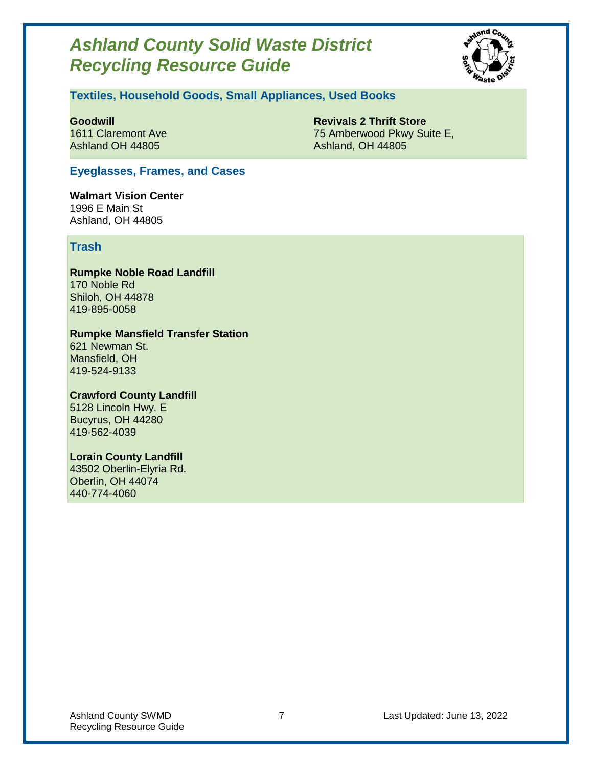# Ashland County Solid Waste District Recycling Resource Guide

## Textiles, Household Goods, Small Appliances, Used Books

**Goodwill**
1611 Claremont Ave
Ashland OH 44805

**Revivals 2 Thrift Store**
75 Amberwood Pkwy Suite E,
Ashland, OH 44805

## Eyeglasses, Frames, and Cases

**Walmart Vision Center**
1996 E Main St
Ashland, OH 44805

## Trash

**Rumpke Noble Road Landfill**
170 Noble Rd
Shiloh, OH 44878
419-895-0058

**Rumpke Mansfield Transfer Station**
621 Newman St.
Mansfield, OH
419-524-9133

**Crawford County Landfill**
5128 Lincoln Hwy. E
Bucyrus, OH 44280
419-562-4039

**Lorain County Landfill**
43502 Oberlin-Elyria Rd.
Oberlin, OH 44074
440-774-4060

Last Updated: June 13, 2022